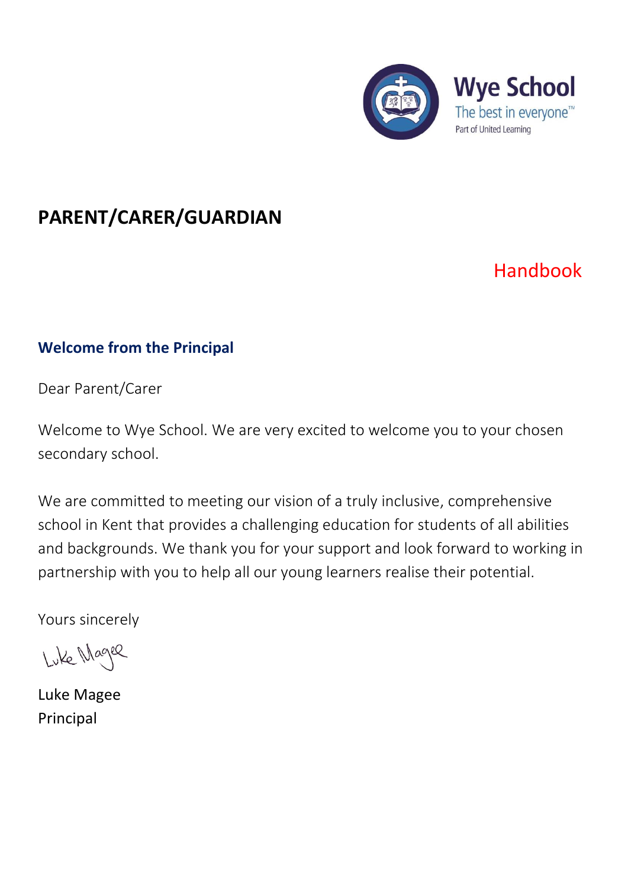Wye School

The best in everyone™

Part of United Learning

# PARENT/CARER/GUARDIAN

Handbook

## Welcome from the Principal

Dear Parent/Carer

Welcome to Wye School. We are very excited to welcome you to your chosen secondary school.

We are committed to meeting our vision of a truly inclusive, comprehensive school in Kent that provides a challenging education for students of all abilities and backgrounds. We thank you for your support and look forward to working in partnership with you to help all our young learners realise their potential.

Yours sincerely

Luke Magee

Luke Magee
Principal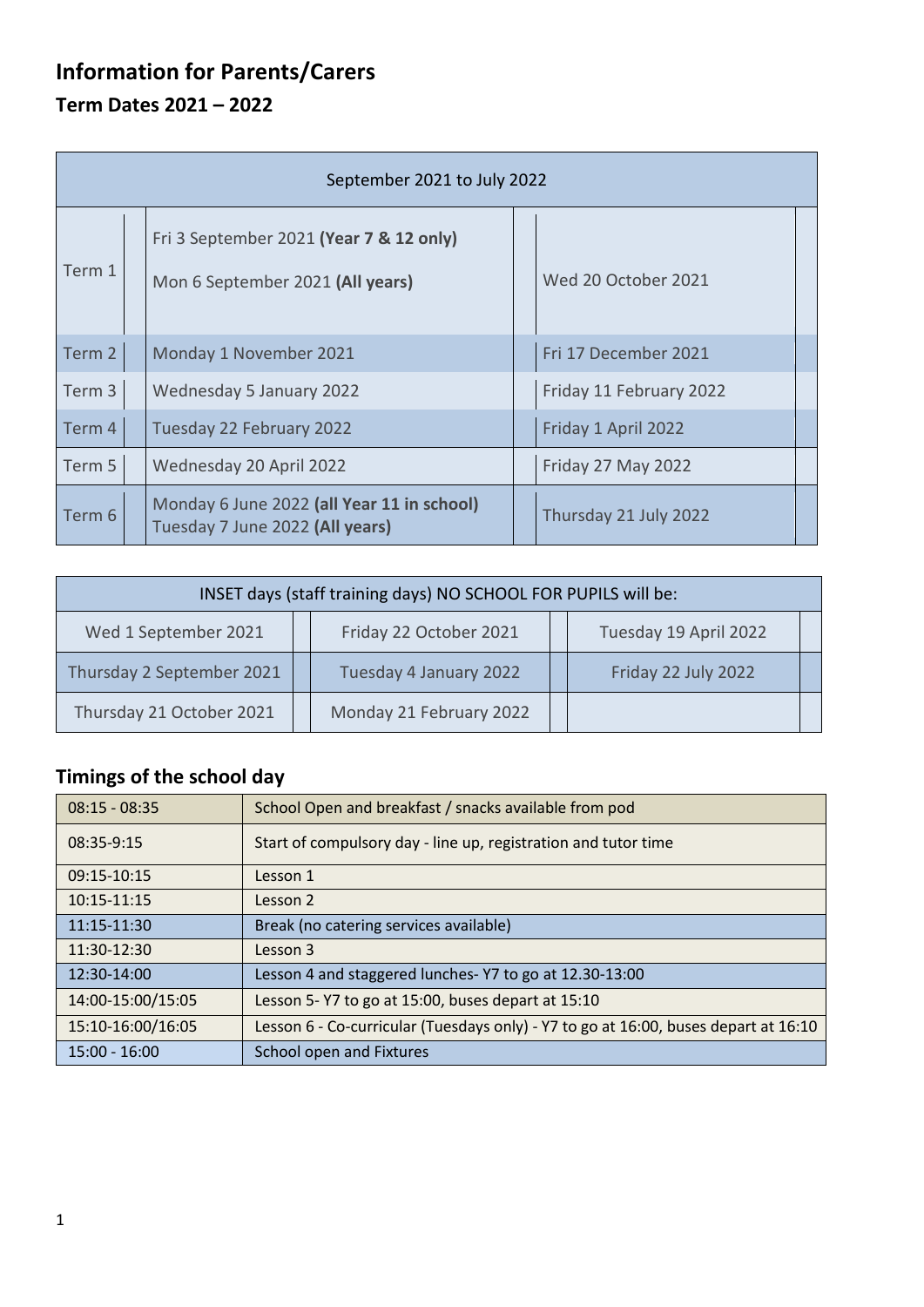# Information for Parents/Carers

## Term Dates 2021 – 2022

| September 2021 to July 2022 | | |
|---|---|---|
| Term 1 | Fri 3 September 2021 **(Year 7 & 12 only)**<br>Mon 6 September 2021 **(All years)** | Wed 20 October 2021 |
| Term 2 | Monday 1 November 2021 | Fri 17 December 2021 |
| Term 3 | Wednesday 5 January 2022 | Friday 11 February 2022 |
| Term 4 | Tuesday 22 February 2022 | Friday 1 April 2022 |
| Term 5 | Wednesday 20 April 2022 | Friday 27 May 2022 |
| Term 6 | Monday 6 June 2022 **(all Year 11 in school)**<br>Tuesday 7 June 2022 **(All years)** | Thursday 21 July 2022 |

| INSET days (staff training days) NO SCHOOL FOR PUPILS will be: | | |
|---|---|---|
| Wed 1 September 2021 | Friday 22 October 2021 | Tuesday 19 April 2022 |
| Thursday 2 September 2021 | Tuesday 4 January 2022 | Friday 22 July 2022 |
| Thursday 21 October 2021 | Monday 21 February 2022 | |

## Timings of the school day

| Time | Activity |
|---|---|
| 08:15 - 08:35 | School Open and breakfast / snacks available from pod |
| 08:35-9:15 | Start of compulsory day - line up, registration and tutor time |
| 09:15-10:15 | Lesson 1 |
| 10:15-11:15 | Lesson 2 |
| 11:15-11:30 | Break (no catering services available) |
| 11:30-12:30 | Lesson 3 |
| 12:30-14:00 | Lesson 4 and staggered lunches- Y7 to go at 12.30-13:00 |
| 14:00-15:00/15:05 | Lesson 5- Y7 to go at 15:00, buses depart at 15:10 |
| 15:10-16:00/16:05 | Lesson 6 - Co-curricular (Tuesdays only) - Y7 to go at 16:00, buses depart at 16:10 |
| 15:00 - 16:00 | School open and Fixtures |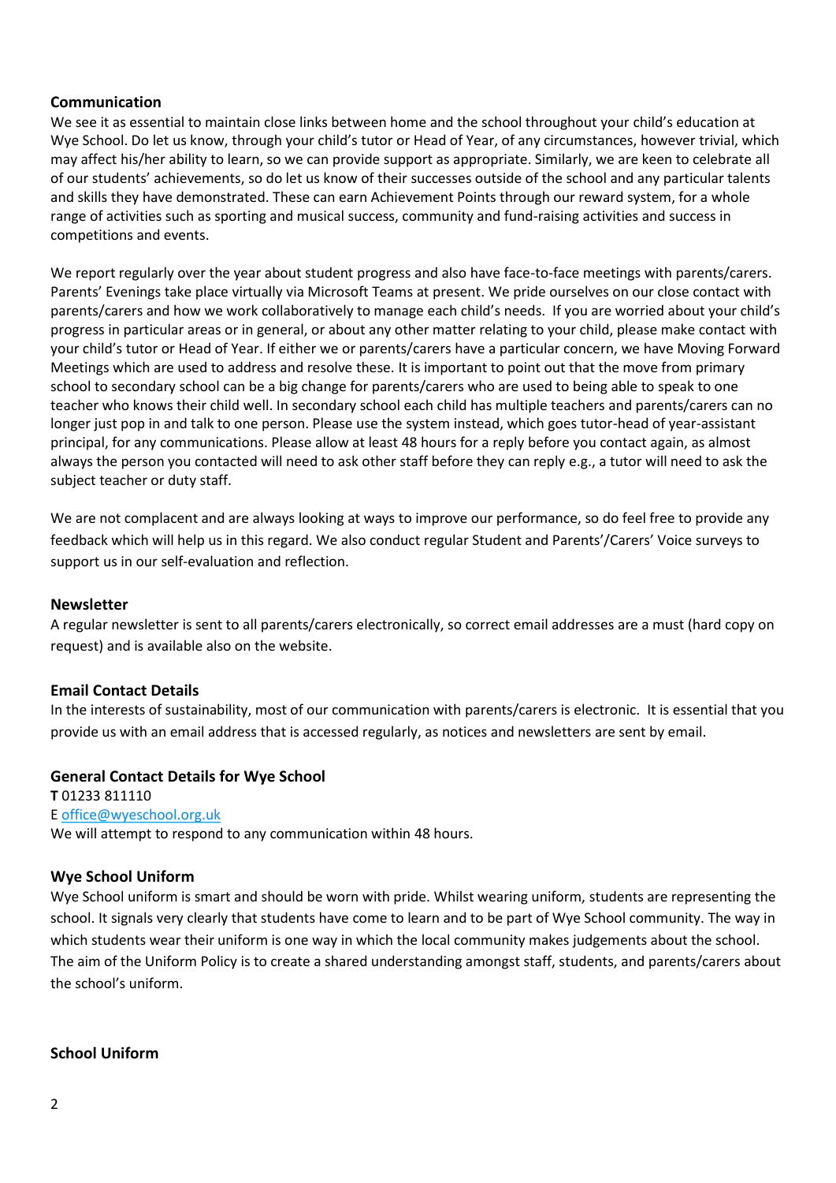## Communication

We see it as essential to maintain close links between home and the school throughout your child's education at Wye School. Do let us know, through your child's tutor or Head of Year, of any circumstances, however trivial, which may affect his/her ability to learn, so we can provide support as appropriate. Similarly, we are keen to celebrate all of our students' achievements, so do let us know of their successes outside of the school and any particular talents and skills they have demonstrated. These can earn Achievement Points through our reward system, for a whole range of activities such as sporting and musical success, community and fund-raising activities and success in competitions and events.

We report regularly over the year about student progress and also have face-to-face meetings with parents/carers. Parents' Evenings take place virtually via Microsoft Teams at present. We pride ourselves on our close contact with parents/carers and how we work collaboratively to manage each child's needs. If you are worried about your child's progress in particular areas or in general, or about any other matter relating to your child, please make contact with your child's tutor or Head of Year. If either we or parents/carers have a particular concern, we have Moving Forward Meetings which are used to address and resolve these. It is important to point out that the move from primary school to secondary school can be a big change for parents/carers who are used to being able to speak to one teacher who knows their child well. In secondary school each child has multiple teachers and parents/carers can no longer just pop in and talk to one person. Please use the system instead, which goes tutor-head of year-assistant principal, for any communications. Please allow at least 48 hours for a reply before you contact again, as almost always the person you contacted will need to ask other staff before they can reply e.g., a tutor will need to ask the subject teacher or duty staff.

We are not complacent and are always looking at ways to improve our performance, so do feel free to provide any feedback which will help us in this regard. We also conduct regular Student and Parents'/Carers' Voice surveys to support us in our self-evaluation and reflection.

## Newsletter

A regular newsletter is sent to all parents/carers electronically, so correct email addresses are a must (hard copy on request) and is available also on the website.

## Email Contact Details

In the interests of sustainability, most of our communication with parents/carers is electronic. It is essential that you provide us with an email address that is accessed regularly, as notices and newsletters are sent by email.

## General Contact Details for Wye School

**T** 01233 811110
E office@wyeschool.org.uk
We will attempt to respond to any communication within 48 hours.

## Wye School Uniform

Wye School uniform is smart and should be worn with pride. Whilst wearing uniform, students are representing the school. It signals very clearly that students have come to learn and to be part of Wye School community. The way in which students wear their uniform is one way in which the local community makes judgements about the school. The aim of the Uniform Policy is to create a shared understanding amongst staff, students, and parents/carers about the school's uniform.

## School Uniform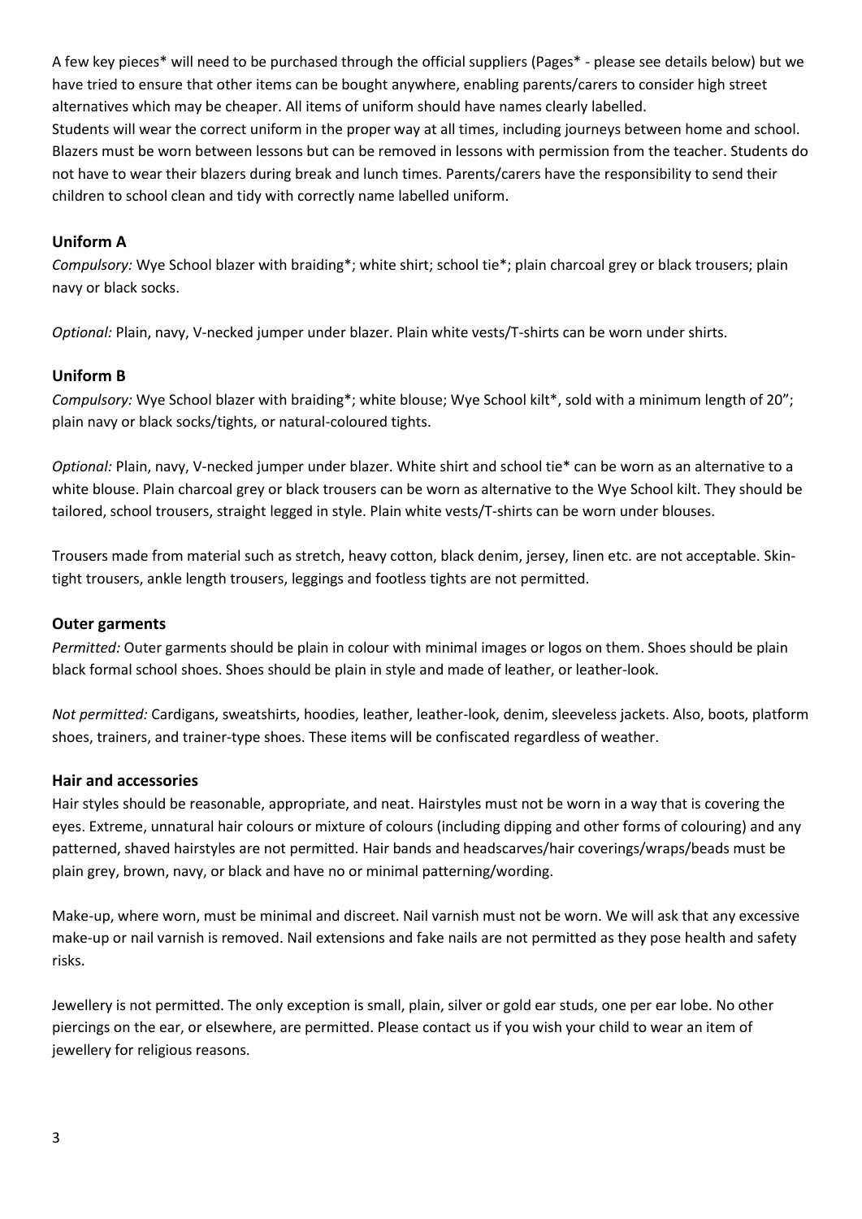A few key pieces* will need to be purchased through the official suppliers (Pages* - please see details below) but we have tried to ensure that other items can be bought anywhere, enabling parents/carers to consider high street alternatives which may be cheaper. All items of uniform should have names clearly labelled.

Students will wear the correct uniform in the proper way at all times, including journeys between home and school. Blazers must be worn between lessons but can be removed in lessons with permission from the teacher. Students do not have to wear their blazers during break and lunch times. Parents/carers have the responsibility to send their children to school clean and tidy with correctly name labelled uniform.

### Uniform A

*Compulsory:* Wye School blazer with braiding*; white shirt; school tie*; plain charcoal grey or black trousers; plain navy or black socks.

*Optional:* Plain, navy, V-necked jumper under blazer. Plain white vests/T-shirts can be worn under shirts.

### Uniform B

*Compulsory:* Wye School blazer with braiding*; white blouse; Wye School kilt*, sold with a minimum length of 20"; plain navy or black socks/tights, or natural-coloured tights.

*Optional:* Plain, navy, V-necked jumper under blazer. White shirt and school tie* can be worn as an alternative to a white blouse. Plain charcoal grey or black trousers can be worn as alternative to the Wye School kilt. They should be tailored, school trousers, straight legged in style. Plain white vests/T-shirts can be worn under blouses.

Trousers made from material such as stretch, heavy cotton, black denim, jersey, linen etc. are not acceptable. Skin-tight trousers, ankle length trousers, leggings and footless tights are not permitted.

### Outer garments

*Permitted:* Outer garments should be plain in colour with minimal images or logos on them. Shoes should be plain black formal school shoes. Shoes should be plain in style and made of leather, or leather-look.

*Not permitted:* Cardigans, sweatshirts, hoodies, leather, leather-look, denim, sleeveless jackets. Also, boots, platform shoes, trainers, and trainer-type shoes. These items will be confiscated regardless of weather.

### Hair and accessories

Hair styles should be reasonable, appropriate, and neat. Hairstyles must not be worn in a way that is covering the eyes. Extreme, unnatural hair colours or mixture of colours (including dipping and other forms of colouring) and any patterned, shaved hairstyles are not permitted. Hair bands and headscarves/hair coverings/wraps/beads must be plain grey, brown, navy, or black and have no or minimal patterning/wording.

Make-up, where worn, must be minimal and discreet. Nail varnish must not be worn. We will ask that any excessive make-up or nail varnish is removed. Nail extensions and fake nails are not permitted as they pose health and safety risks.

Jewellery is not permitted. The only exception is small, plain, silver or gold ear studs, one per ear lobe. No other piercings on the ear, or elsewhere, are permitted. Please contact us if you wish your child to wear an item of jewellery for religious reasons.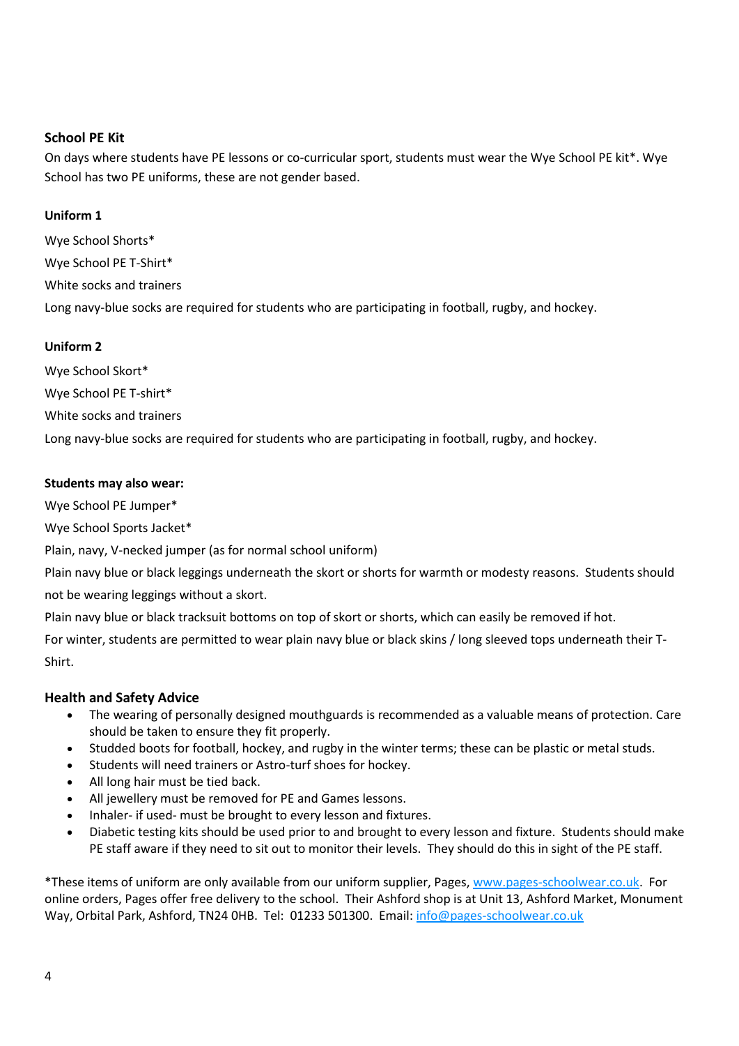## School PE Kit

On days where students have PE lessons or co-curricular sport, students must wear the Wye School PE kit*. Wye School has two PE uniforms, these are not gender based.

### Uniform 1

Wye School Shorts*

Wye School PE T-Shirt*

White socks and trainers

Long navy-blue socks are required for students who are participating in football, rugby, and hockey.

### Uniform 2

Wye School Skort*

Wye School PE T-shirt*

White socks and trainers

Long navy-blue socks are required for students who are participating in football, rugby, and hockey.

### Students may also wear:

Wye School PE Jumper*

Wye School Sports Jacket*

Plain, navy, V-necked jumper (as for normal school uniform)

Plain navy blue or black leggings underneath the skort or shorts for warmth or modesty reasons. Students should not be wearing leggings without a skort.

Plain navy blue or black tracksuit bottoms on top of skort or shorts, which can easily be removed if hot.

For winter, students are permitted to wear plain navy blue or black skins / long sleeved tops underneath their T-Shirt.

## Health and Safety Advice

- The wearing of personally designed mouthguards is recommended as a valuable means of protection. Care should be taken to ensure they fit properly.
- Studded boots for football, hockey, and rugby in the winter terms; these can be plastic or metal studs.
- Students will need trainers or Astro-turf shoes for hockey.
- All long hair must be tied back.
- All jewellery must be removed for PE and Games lessons.
- Inhaler- if used- must be brought to every lesson and fixtures.
- Diabetic testing kits should be used prior to and brought to every lesson and fixture. Students should make PE staff aware if they need to sit out to monitor their levels. They should do this in sight of the PE staff.

*These items of uniform are only available from our uniform supplier, Pages, www.pages-schoolwear.co.uk. For online orders, Pages offer free delivery to the school. Their Ashford shop is at Unit 13, Ashford Market, Monument Way, Orbital Park, Ashford, TN24 0HB. Tel: 01233 501300. Email: info@pages-schoolwear.co.uk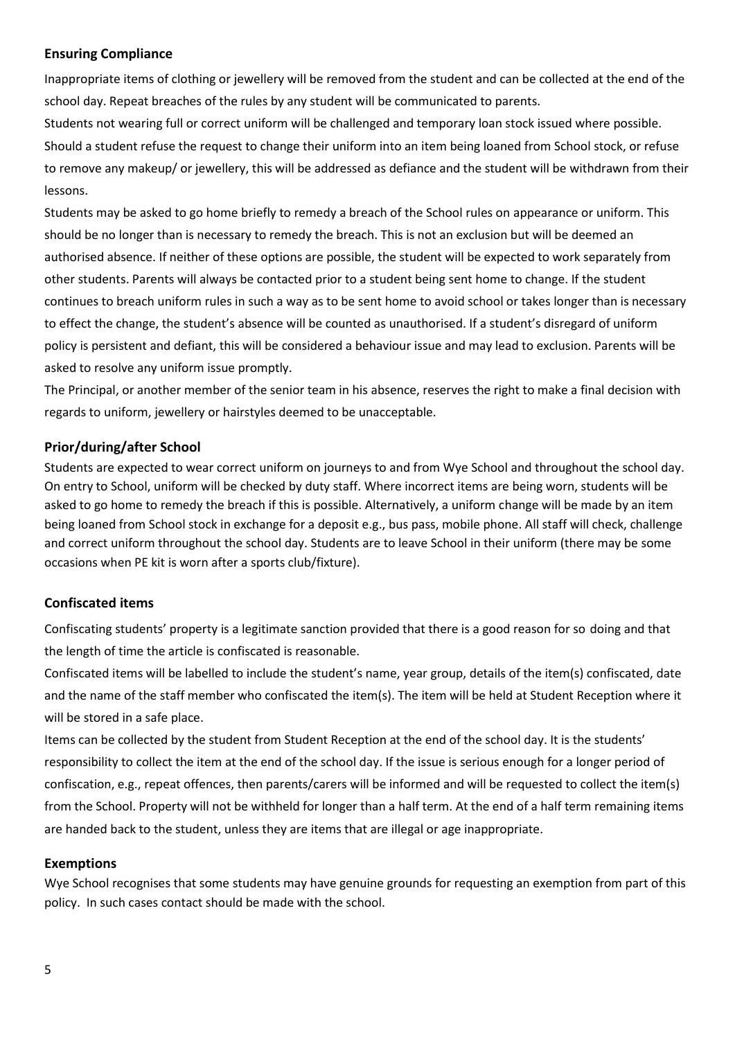## Ensuring Compliance

Inappropriate items of clothing or jewellery will be removed from the student and can be collected at the end of the school day. Repeat breaches of the rules by any student will be communicated to parents.

Students not wearing full or correct uniform will be challenged and temporary loan stock issued where possible. Should a student refuse the request to change their uniform into an item being loaned from School stock, or refuse to remove any makeup/ or jewellery, this will be addressed as defiance and the student will be withdrawn from their lessons.

Students may be asked to go home briefly to remedy a breach of the School rules on appearance or uniform. This should be no longer than is necessary to remedy the breach. This is not an exclusion but will be deemed an authorised absence. If neither of these options are possible, the student will be expected to work separately from other students. Parents will always be contacted prior to a student being sent home to change. If the student continues to breach uniform rules in such a way as to be sent home to avoid school or takes longer than is necessary to effect the change, the student's absence will be counted as unauthorised. If a student's disregard of uniform policy is persistent and defiant, this will be considered a behaviour issue and may lead to exclusion. Parents will be asked to resolve any uniform issue promptly.

The Principal, or another member of the senior team in his absence, reserves the right to make a final decision with regards to uniform, jewellery or hairstyles deemed to be unacceptable.

## Prior/during/after School

Students are expected to wear correct uniform on journeys to and from Wye School and throughout the school day. On entry to School, uniform will be checked by duty staff. Where incorrect items are being worn, students will be asked to go home to remedy the breach if this is possible. Alternatively, a uniform change will be made by an item being loaned from School stock in exchange for a deposit e.g., bus pass, mobile phone. All staff will check, challenge and correct uniform throughout the school day. Students are to leave School in their uniform (there may be some occasions when PE kit is worn after a sports club/fixture).

## Confiscated items

Confiscating students' property is a legitimate sanction provided that there is a good reason for so doing and that the length of time the article is confiscated is reasonable.

Confiscated items will be labelled to include the student's name, year group, details of the item(s) confiscated, date and the name of the staff member who confiscated the item(s). The item will be held at Student Reception where it will be stored in a safe place.

Items can be collected by the student from Student Reception at the end of the school day. It is the students' responsibility to collect the item at the end of the school day. If the issue is serious enough for a longer period of confiscation, e.g., repeat offences, then parents/carers will be informed and will be requested to collect the item(s) from the School. Property will not be withheld for longer than a half term. At the end of a half term remaining items are handed back to the student, unless they are items that are illegal or age inappropriate.

## Exemptions

Wye School recognises that some students may have genuine grounds for requesting an exemption from part of this policy. In such cases contact should be made with the school.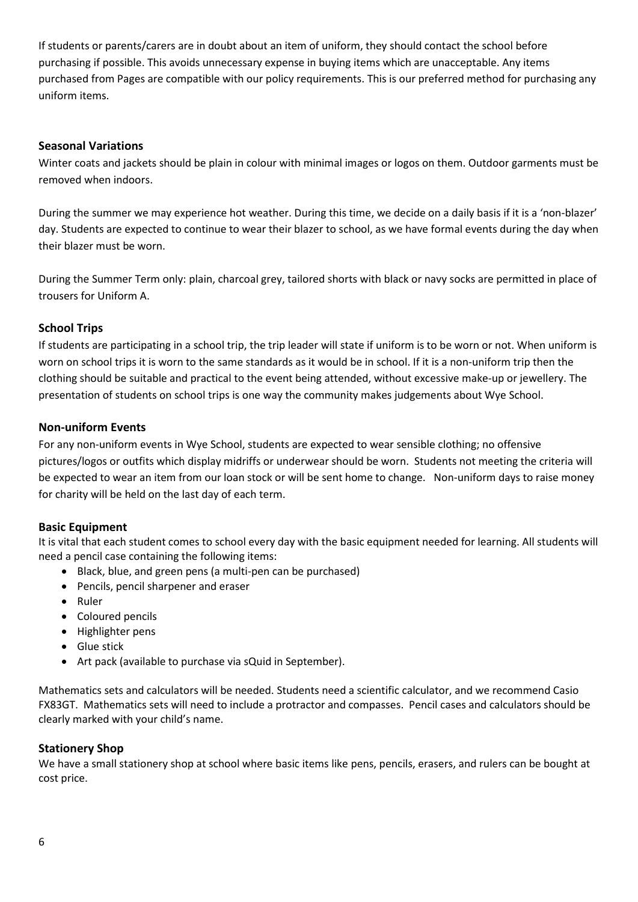If students or parents/carers are in doubt about an item of uniform, they should contact the school before purchasing if possible. This avoids unnecessary expense in buying items which are unacceptable. Any items purchased from Pages are compatible with our policy requirements. This is our preferred method for purchasing any uniform items.

### Seasonal Variations

Winter coats and jackets should be plain in colour with minimal images or logos on them. Outdoor garments must be removed when indoors.

During the summer we may experience hot weather. During this time, we decide on a daily basis if it is a 'non-blazer' day. Students are expected to continue to wear their blazer to school, as we have formal events during the day when their blazer must be worn.

During the Summer Term only: plain, charcoal grey, tailored shorts with black or navy socks are permitted in place of trousers for Uniform A.

### School Trips

If students are participating in a school trip, the trip leader will state if uniform is to be worn or not. When uniform is worn on school trips it is worn to the same standards as it would be in school. If it is a non-uniform trip then the clothing should be suitable and practical to the event being attended, without excessive make-up or jewellery. The presentation of students on school trips is one way the community makes judgements about Wye School.

### Non-uniform Events

For any non-uniform events in Wye School, students are expected to wear sensible clothing; no offensive pictures/logos or outfits which display midriffs or underwear should be worn. Students not meeting the criteria will be expected to wear an item from our loan stock or will be sent home to change. Non-uniform days to raise money for charity will be held on the last day of each term.

### Basic Equipment

It is vital that each student comes to school every day with the basic equipment needed for learning. All students will need a pencil case containing the following items:

- Black, blue, and green pens (a multi-pen can be purchased)
- Pencils, pencil sharpener and eraser
- Ruler
- Coloured pencils
- Highlighter pens
- Glue stick
- Art pack (available to purchase via sQuid in September).

Mathematics sets and calculators will be needed. Students need a scientific calculator, and we recommend Casio FX83GT. Mathematics sets will need to include a protractor and compasses. Pencil cases and calculators should be clearly marked with your child's name.

### Stationery Shop

We have a small stationery shop at school where basic items like pens, pencils, erasers, and rulers can be bought at cost price.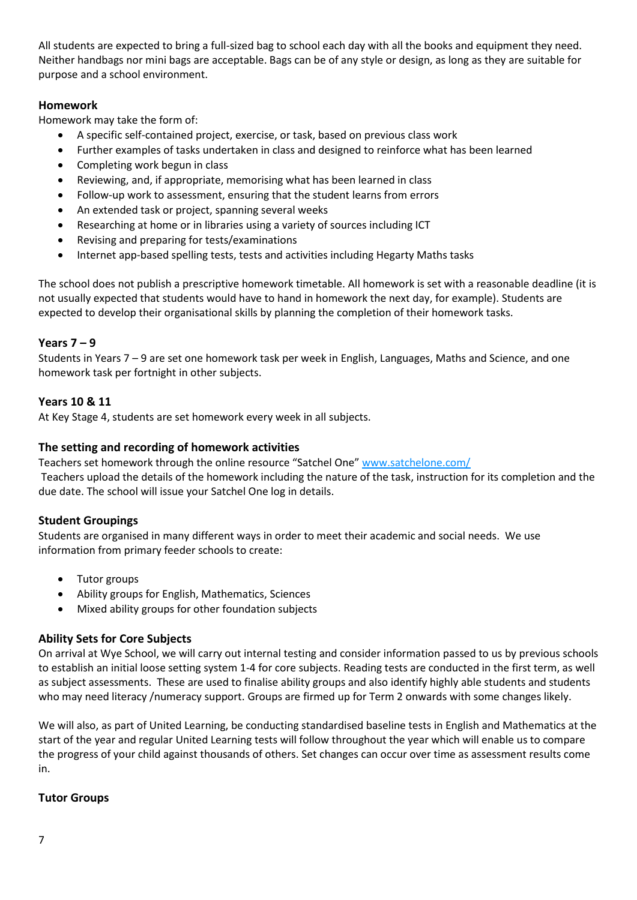All students are expected to bring a full-sized bag to school each day with all the books and equipment they need. Neither handbags nor mini bags are acceptable. Bags can be of any style or design, as long as they are suitable for purpose and a school environment.

### Homework

Homework may take the form of:

- A specific self-contained project, exercise, or task, based on previous class work
- Further examples of tasks undertaken in class and designed to reinforce what has been learned
- Completing work begun in class
- Reviewing, and, if appropriate, memorising what has been learned in class
- Follow-up work to assessment, ensuring that the student learns from errors
- An extended task or project, spanning several weeks
- Researching at home or in libraries using a variety of sources including ICT
- Revising and preparing for tests/examinations
- Internet app-based spelling tests, tests and activities including Hegarty Maths tasks

The school does not publish a prescriptive homework timetable. All homework is set with a reasonable deadline (it is not usually expected that students would have to hand in homework the next day, for example). Students are expected to develop their organisational skills by planning the completion of their homework tasks.

### Years 7 – 9

Students in Years 7 – 9 are set one homework task per week in English, Languages, Maths and Science, and one homework task per fortnight in other subjects.

### Years 10 & 11

At Key Stage 4, students are set homework every week in all subjects.

### The setting and recording of homework activities

Teachers set homework through the online resource "Satchel One" [www.satchelone.com/](www.satchelone.com/)
Teachers upload the details of the homework including the nature of the task, instruction for its completion and the due date. The school will issue your Satchel One log in details.

### Student Groupings

Students are organised in many different ways in order to meet their academic and social needs. We use information from primary feeder schools to create:

- Tutor groups
- Ability groups for English, Mathematics, Sciences
- Mixed ability groups for other foundation subjects

### Ability Sets for Core Subjects

On arrival at Wye School, we will carry out internal testing and consider information passed to us by previous schools to establish an initial loose setting system 1-4 for core subjects. Reading tests are conducted in the first term, as well as subject assessments. These are used to finalise ability groups and also identify highly able students and students who may need literacy /numeracy support. Groups are firmed up for Term 2 onwards with some changes likely.

We will also, as part of United Learning, be conducting standardised baseline tests in English and Mathematics at the start of the year and regular United Learning tests will follow throughout the year which will enable us to compare the progress of your child against thousands of others. Set changes can occur over time as assessment results come in.

### Tutor Groups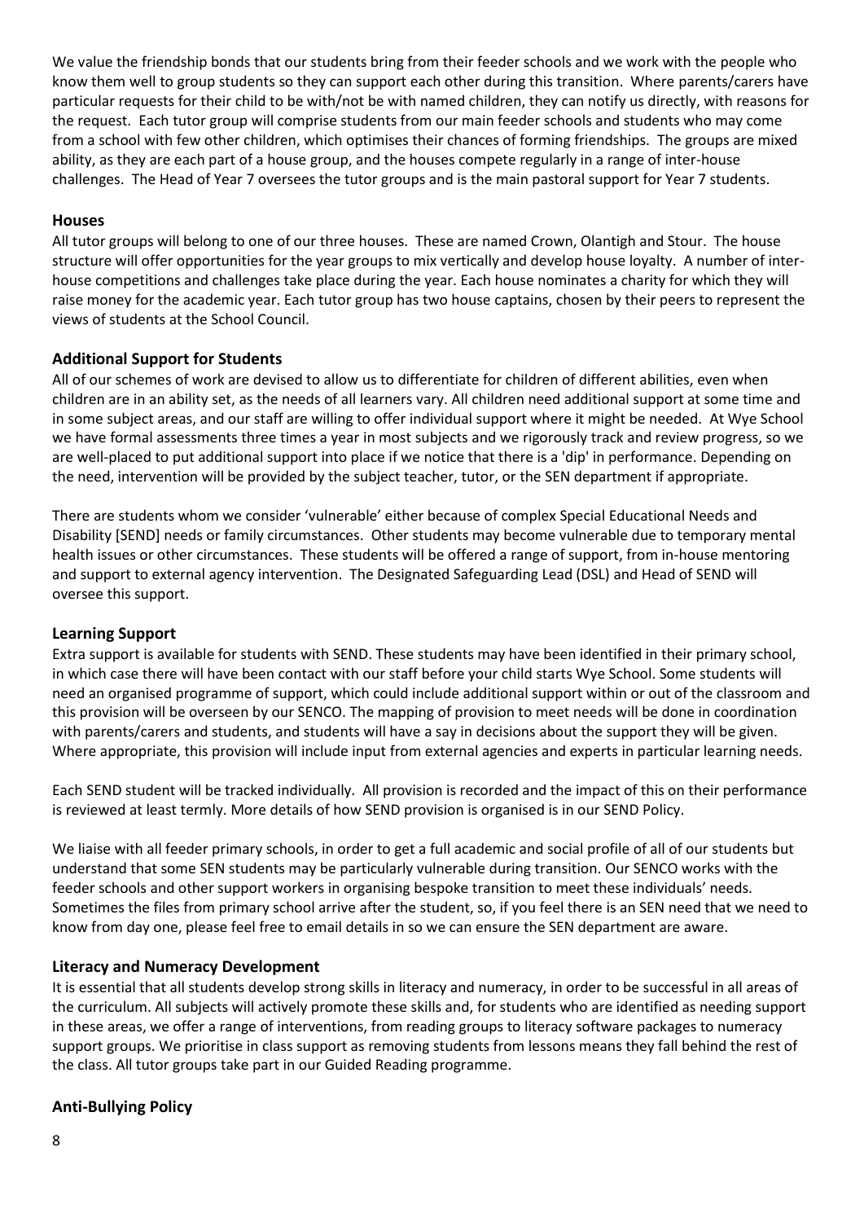We value the friendship bonds that our students bring from their feeder schools and we work with the people who know them well to group students so they can support each other during this transition. Where parents/carers have particular requests for their child to be with/not be with named children, they can notify us directly, with reasons for the request. Each tutor group will comprise students from our main feeder schools and students who may come from a school with few other children, which optimises their chances of forming friendships. The groups are mixed ability, as they are each part of a house group, and the houses compete regularly in a range of inter-house challenges. The Head of Year 7 oversees the tutor groups and is the main pastoral support for Year 7 students.

### Houses

All tutor groups will belong to one of our three houses. These are named Crown, Olantigh and Stour. The house structure will offer opportunities for the year groups to mix vertically and develop house loyalty. A number of inter-house competitions and challenges take place during the year. Each house nominates a charity for which they will raise money for the academic year. Each tutor group has two house captains, chosen by their peers to represent the views of students at the School Council.

### Additional Support for Students

All of our schemes of work are devised to allow us to differentiate for children of different abilities, even when children are in an ability set, as the needs of all learners vary. All children need additional support at some time and in some subject areas, and our staff are willing to offer individual support where it might be needed. At Wye School we have formal assessments three times a year in most subjects and we rigorously track and review progress, so we are well-placed to put additional support into place if we notice that there is a 'dip' in performance. Depending on the need, intervention will be provided by the subject teacher, tutor, or the SEN department if appropriate.

There are students whom we consider 'vulnerable' either because of complex Special Educational Needs and Disability [SEND] needs or family circumstances. Other students may become vulnerable due to temporary mental health issues or other circumstances. These students will be offered a range of support, from in-house mentoring and support to external agency intervention. The Designated Safeguarding Lead (DSL) and Head of SEND will oversee this support.

### Learning Support

Extra support is available for students with SEND. These students may have been identified in their primary school, in which case there will have been contact with our staff before your child starts Wye School. Some students will need an organised programme of support, which could include additional support within or out of the classroom and this provision will be overseen by our SENCO. The mapping of provision to meet needs will be done in coordination with parents/carers and students, and students will have a say in decisions about the support they will be given. Where appropriate, this provision will include input from external agencies and experts in particular learning needs.

Each SEND student will be tracked individually. All provision is recorded and the impact of this on their performance is reviewed at least termly. More details of how SEND provision is organised is in our SEND Policy.

We liaise with all feeder primary schools, in order to get a full academic and social profile of all of our students but understand that some SEN students may be particularly vulnerable during transition. Our SENCO works with the feeder schools and other support workers in organising bespoke transition to meet these individuals' needs. Sometimes the files from primary school arrive after the student, so, if you feel there is an SEN need that we need to know from day one, please feel free to email details in so we can ensure the SEN department are aware.

### Literacy and Numeracy Development

It is essential that all students develop strong skills in literacy and numeracy, in order to be successful in all areas of the curriculum. All subjects will actively promote these skills and, for students who are identified as needing support in these areas, we offer a range of interventions, from reading groups to literacy software packages to numeracy support groups. We prioritise in class support as removing students from lessons means they fall behind the rest of the class. All tutor groups take part in our Guided Reading programme.

### Anti-Bullying Policy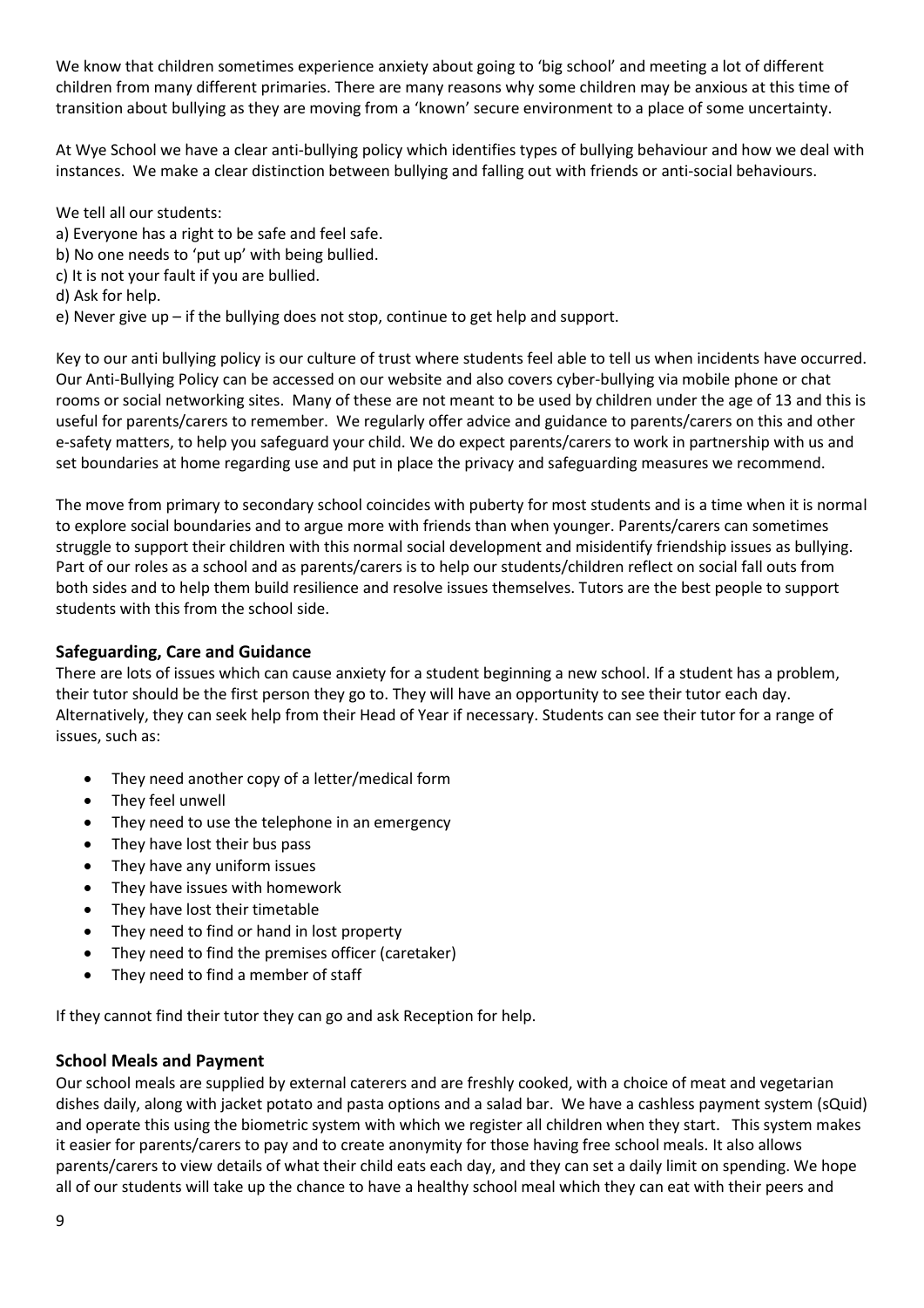We know that children sometimes experience anxiety about going to 'big school' and meeting a lot of different children from many different primaries. There are many reasons why some children may be anxious at this time of transition about bullying as they are moving from a 'known' secure environment to a place of some uncertainty.

At Wye School we have a clear anti-bullying policy which identifies types of bullying behaviour and how we deal with instances. We make a clear distinction between bullying and falling out with friends or anti-social behaviours.

We tell all our students:
a) Everyone has a right to be safe and feel safe.
b) No one needs to 'put up' with being bullied.
c) It is not your fault if you are bullied.
d) Ask for help.
e) Never give up – if the bullying does not stop, continue to get help and support.

Key to our anti bullying policy is our culture of trust where students feel able to tell us when incidents have occurred. Our Anti-Bullying Policy can be accessed on our website and also covers cyber-bullying via mobile phone or chat rooms or social networking sites. Many of these are not meant to be used by children under the age of 13 and this is useful for parents/carers to remember. We regularly offer advice and guidance to parents/carers on this and other e-safety matters, to help you safeguard your child. We do expect parents/carers to work in partnership with us and set boundaries at home regarding use and put in place the privacy and safeguarding measures we recommend.

The move from primary to secondary school coincides with puberty for most students and is a time when it is normal to explore social boundaries and to argue more with friends than when younger. Parents/carers can sometimes struggle to support their children with this normal social development and misidentify friendship issues as bullying. Part of our roles as a school and as parents/carers is to help our students/children reflect on social fall outs from both sides and to help them build resilience and resolve issues themselves. Tutors are the best people to support students with this from the school side.

## Safeguarding, Care and Guidance

There are lots of issues which can cause anxiety for a student beginning a new school. If a student has a problem, their tutor should be the first person they go to. They will have an opportunity to see their tutor each day. Alternatively, they can seek help from their Head of Year if necessary. Students can see their tutor for a range of issues, such as:

- They need another copy of a letter/medical form
- They feel unwell
- They need to use the telephone in an emergency
- They have lost their bus pass
- They have any uniform issues
- They have issues with homework
- They have lost their timetable
- They need to find or hand in lost property
- They need to find the premises officer (caretaker)
- They need to find a member of staff

If they cannot find their tutor they can go and ask Reception for help.

## School Meals and Payment

Our school meals are supplied by external caterers and are freshly cooked, with a choice of meat and vegetarian dishes daily, along with jacket potato and pasta options and a salad bar. We have a cashless payment system (sQuid) and operate this using the biometric system with which we register all children when they start. This system makes it easier for parents/carers to pay and to create anonymity for those having free school meals. It also allows parents/carers to view details of what their child eats each day, and they can set a daily limit on spending. We hope all of our students will take up the chance to have a healthy school meal which they can eat with their peers and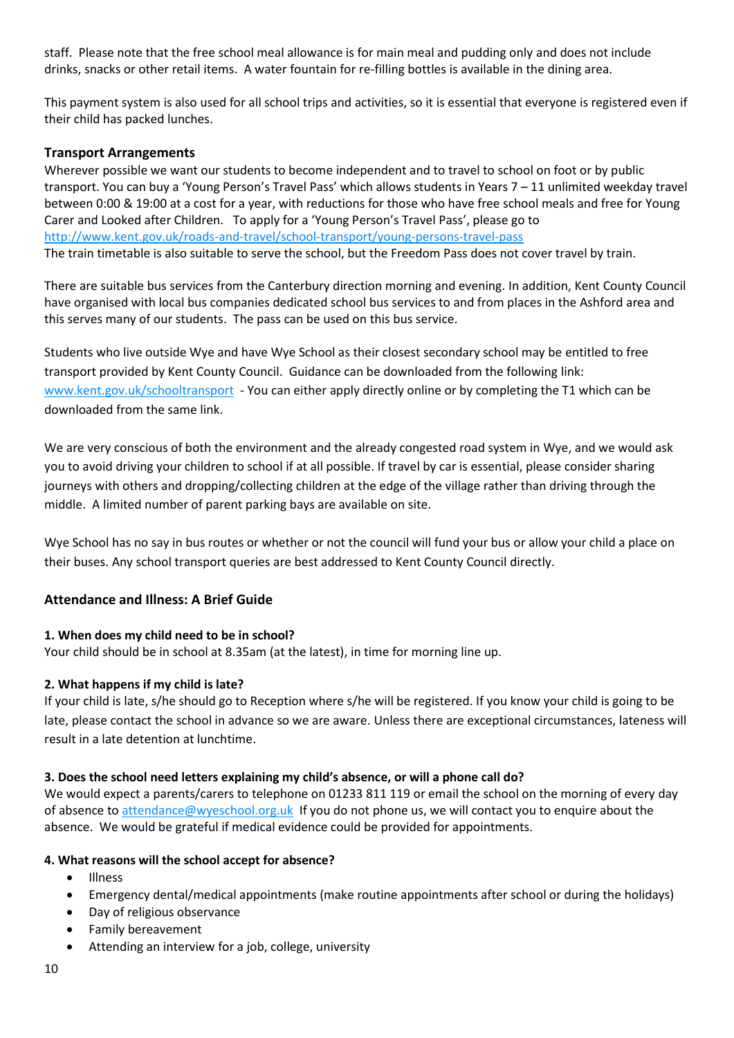staff. Please note that the free school meal allowance is for main meal and pudding only and does not include drinks, snacks or other retail items. A water fountain for re-filling bottles is available in the dining area.

This payment system is also used for all school trips and activities, so it is essential that everyone is registered even if their child has packed lunches.

### Transport Arrangements

Wherever possible we want our students to become independent and to travel to school on foot or by public transport. You can buy a 'Young Person's Travel Pass' which allows students in Years 7 – 11 unlimited weekday travel between 0:00 & 19:00 at a cost for a year, with reductions for those who have free school meals and free for Young Carer and Looked after Children. To apply for a 'Young Person's Travel Pass', please go to [http://www.kent.gov.uk/roads-and-travel/school-transport/young-persons-travel-pass](http://www.kent.gov.uk/roads-and-travel/school-transport/young-persons-travel-pass)
The train timetable is also suitable to serve the school, but the Freedom Pass does not cover travel by train.

There are suitable bus services from the Canterbury direction morning and evening. In addition, Kent County Council have organised with local bus companies dedicated school bus services to and from places in the Ashford area and this serves many of our students. The pass can be used on this bus service.

Students who live outside Wye and have Wye School as their closest secondary school may be entitled to free transport provided by Kent County Council. Guidance can be downloaded from the following link: [www.kent.gov.uk/schooltransport](http://www.kent.gov.uk/schooltransport) - You can either apply directly online or by completing the T1 which can be downloaded from the same link.

We are very conscious of both the environment and the already congested road system in Wye, and we would ask you to avoid driving your children to school if at all possible. If travel by car is essential, please consider sharing journeys with others and dropping/collecting children at the edge of the village rather than driving through the middle. A limited number of parent parking bays are available on site.

Wye School has no say in bus routes or whether or not the council will fund your bus or allow your child a place on their buses. Any school transport queries are best addressed to Kent County Council directly.

## Attendance and Illness: A Brief Guide

**1. When does my child need to be in school?**
Your child should be in school at 8.35am (at the latest), in time for morning line up.

**2. What happens if my child is late?**
If your child is late, s/he should go to Reception where s/he will be registered. If you know your child is going to be late, please contact the school in advance so we are aware. Unless there are exceptional circumstances, lateness will result in a late detention at lunchtime.

**3. Does the school need letters explaining my child's absence, or will a phone call do?**
We would expect a parents/carers to telephone on 01233 811 119 or email the school on the morning of every day of absence to [attendance@wyeschool.org.uk](mailto:attendance@wyeschool.org.uk) If you do not phone us, we will contact you to enquire about the absence. We would be grateful if medical evidence could be provided for appointments.

**4. What reasons will the school accept for absence?**

- Illness
- Emergency dental/medical appointments (make routine appointments after school or during the holidays)
- Day of religious observance
- Family bereavement
- Attending an interview for a job, college, university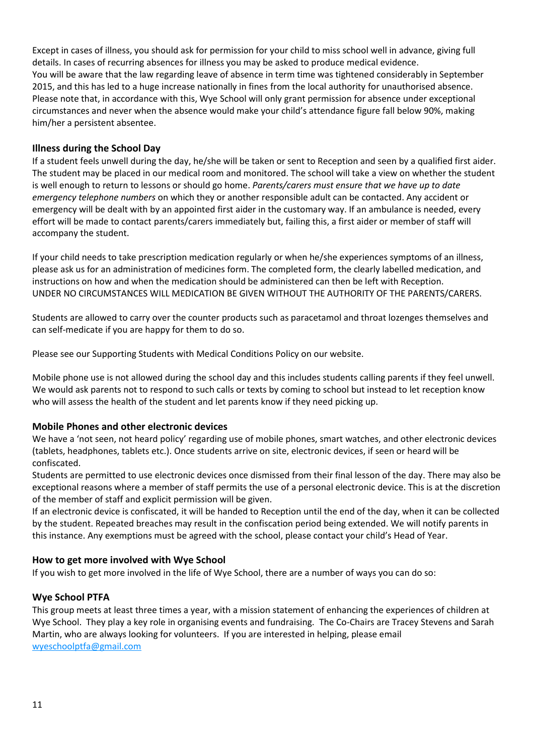Except in cases of illness, you should ask for permission for your child to miss school well in advance, giving full details. In cases of recurring absences for illness you may be asked to produce medical evidence.
You will be aware that the law regarding leave of absence in term time was tightened considerably in September 2015, and this has led to a huge increase nationally in fines from the local authority for unauthorised absence. Please note that, in accordance with this, Wye School will only grant permission for absence under exceptional circumstances and never when the absence would make your child's attendance figure fall below 90%, making him/her a persistent absentee.

### Illness during the School Day

If a student feels unwell during the day, he/she will be taken or sent to Reception and seen by a qualified first aider. The student may be placed in our medical room and monitored. The school will take a view on whether the student is well enough to return to lessons or should go home. *Parents/carers must ensure that we have up to date emergency telephone numbers* on which they or another responsible adult can be contacted. Any accident or emergency will be dealt with by an appointed first aider in the customary way. If an ambulance is needed, every effort will be made to contact parents/carers immediately but, failing this, a first aider or member of staff will accompany the student.

If your child needs to take prescription medication regularly or when he/she experiences symptoms of an illness, please ask us for an administration of medicines form. The completed form, the clearly labelled medication, and instructions on how and when the medication should be administered can then be left with Reception.
UNDER NO CIRCUMSTANCES WILL MEDICATION BE GIVEN WITHOUT THE AUTHORITY OF THE PARENTS/CARERS.

Students are allowed to carry over the counter products such as paracetamol and throat lozenges themselves and can self-medicate if you are happy for them to do so.

Please see our Supporting Students with Medical Conditions Policy on our website.

Mobile phone use is not allowed during the school day and this includes students calling parents if they feel unwell. We would ask parents not to respond to such calls or texts by coming to school but instead to let reception know who will assess the health of the student and let parents know if they need picking up.

### Mobile Phones and other electronic devices

We have a 'not seen, not heard policy' regarding use of mobile phones, smart watches, and other electronic devices (tablets, headphones, tablets etc.). Once students arrive on site, electronic devices, if seen or heard will be confiscated.
Students are permitted to use electronic devices once dismissed from their final lesson of the day. There may also be exceptional reasons where a member of staff permits the use of a personal electronic device. This is at the discretion of the member of staff and explicit permission will be given.
If an electronic device is confiscated, it will be handed to Reception until the end of the day, when it can be collected by the student. Repeated breaches may result in the confiscation period being extended. We will notify parents in this instance. Any exemptions must be agreed with the school, please contact your child's Head of Year.

### How to get more involved with Wye School

If you wish to get more involved in the life of Wye School, there are a number of ways you can do so:

### Wye School PTFA

This group meets at least three times a year, with a mission statement of enhancing the experiences of children at Wye School. They play a key role in organising events and fundraising. The Co-Chairs are Tracey Stevens and Sarah Martin, who are always looking for volunteers. If you are interested in helping, please email [wyeschoolptfa@gmail.com](mailto:wyeschoolptfa@gmail.com)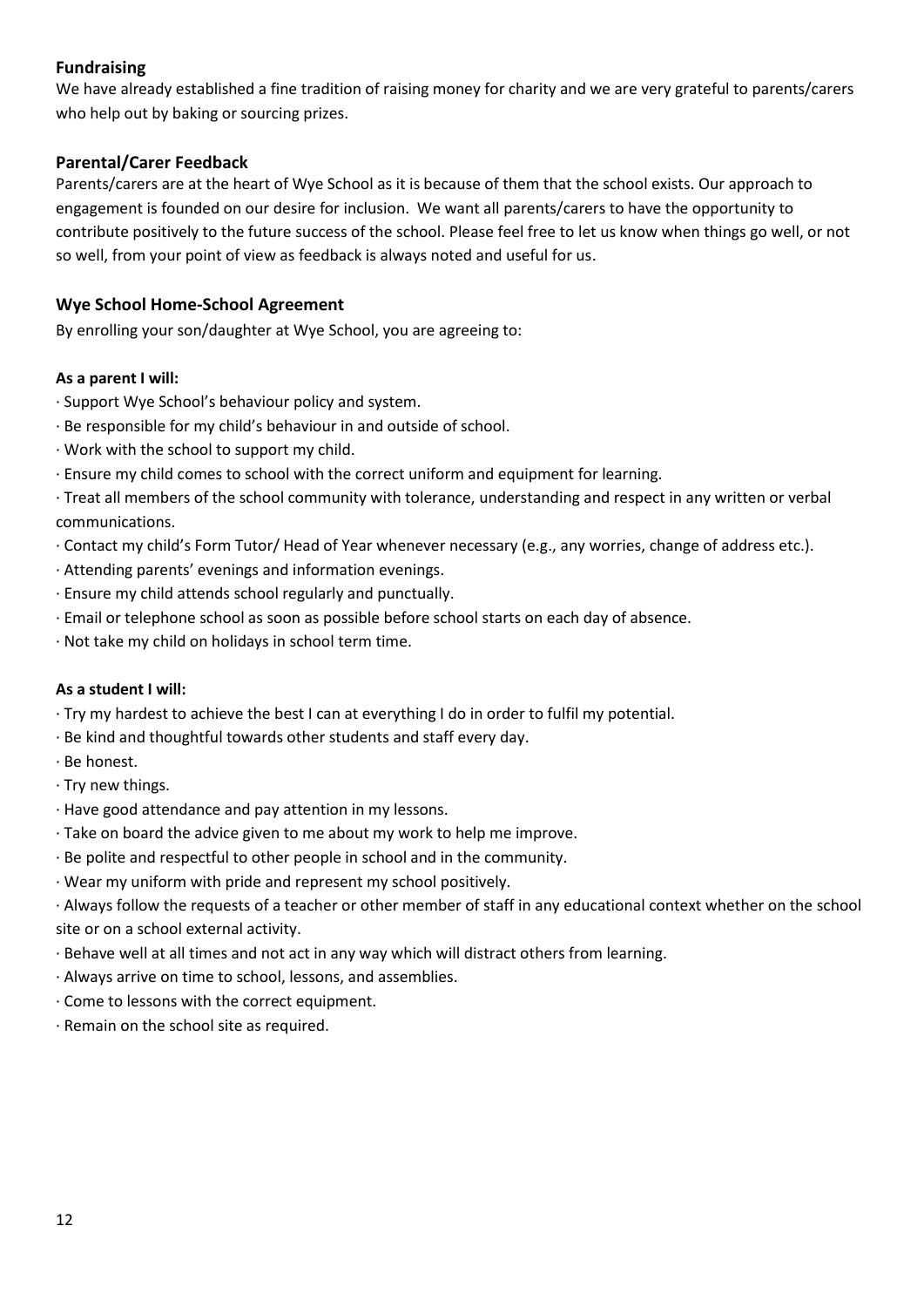## Fundraising

We have already established a fine tradition of raising money for charity and we are very grateful to parents/carers who help out by baking or sourcing prizes.

## Parental/Carer Feedback

Parents/carers are at the heart of Wye School as it is because of them that the school exists. Our approach to engagement is founded on our desire for inclusion. We want all parents/carers to have the opportunity to contribute positively to the future success of the school. Please feel free to let us know when things go well, or not so well, from your point of view as feedback is always noted and useful for us.

## Wye School Home-School Agreement

By enrolling your son/daughter at Wye School, you are agreeing to:

**As a parent I will:**

- Support Wye School's behaviour policy and system.
- Be responsible for my child's behaviour in and outside of school.
- Work with the school to support my child.
- Ensure my child comes to school with the correct uniform and equipment for learning.
- Treat all members of the school community with tolerance, understanding and respect in any written or verbal communications.
- Contact my child's Form Tutor/ Head of Year whenever necessary (e.g., any worries, change of address etc.).
- Attending parents' evenings and information evenings.
- Ensure my child attends school regularly and punctually.
- Email or telephone school as soon as possible before school starts on each day of absence.
- Not take my child on holidays in school term time.

**As a student I will:**

- Try my hardest to achieve the best I can at everything I do in order to fulfil my potential.
- Be kind and thoughtful towards other students and staff every day.
- Be honest.
- Try new things.
- Have good attendance and pay attention in my lessons.
- Take on board the advice given to me about my work to help me improve.
- Be polite and respectful to other people in school and in the community.
- Wear my uniform with pride and represent my school positively.
- Always follow the requests of a teacher or other member of staff in any educational context whether on the school site or on a school external activity.
- Behave well at all times and not act in any way which will distract others from learning.
- Always arrive on time to school, lessons, and assemblies.
- Come to lessons with the correct equipment.
- Remain on the school site as required.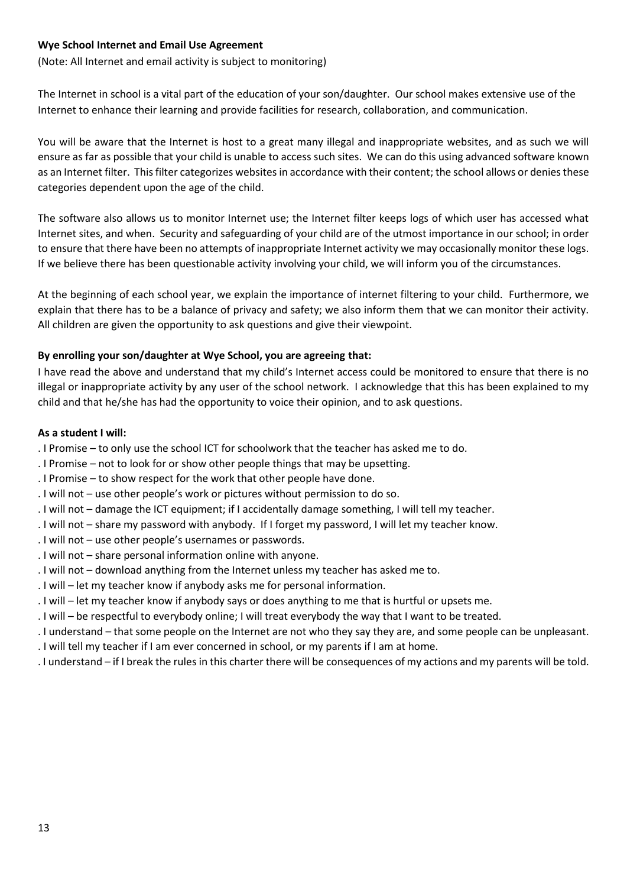**Wye School Internet and Email Use Agreement**

(Note: All Internet and email activity is subject to monitoring)

The Internet in school is a vital part of the education of your son/daughter. Our school makes extensive use of the Internet to enhance their learning and provide facilities for research, collaboration, and communication.

You will be aware that the Internet is host to a great many illegal and inappropriate websites, and as such we will ensure as far as possible that your child is unable to access such sites. We can do this using advanced software known as an Internet filter. This filter categorizes websites in accordance with their content; the school allows or denies these categories dependent upon the age of the child.

The software also allows us to monitor Internet use; the Internet filter keeps logs of which user has accessed what Internet sites, and when. Security and safeguarding of your child are of the utmost importance in our school; in order to ensure that there have been no attempts of inappropriate Internet activity we may occasionally monitor these logs. If we believe there has been questionable activity involving your child, we will inform you of the circumstances.

At the beginning of each school year, we explain the importance of internet filtering to your child. Furthermore, we explain that there has to be a balance of privacy and safety; we also inform them that we can monitor their activity. All children are given the opportunity to ask questions and give their viewpoint.

**By enrolling your son/daughter at Wye School, you are agreeing that:**

I have read the above and understand that my child's Internet access could be monitored to ensure that there is no illegal or inappropriate activity by any user of the school network. I acknowledge that this has been explained to my child and that he/she has had the opportunity to voice their opinion, and to ask questions.

**As a student I will:**

- I Promise – to only use the school ICT for schoolwork that the teacher has asked me to do.
- I Promise – not to look for or show other people things that may be upsetting.
- I Promise – to show respect for the work that other people have done.
- I will not – use other people's work or pictures without permission to do so.
- I will not – damage the ICT equipment; if I accidentally damage something, I will tell my teacher.
- I will not – share my password with anybody. If I forget my password, I will let my teacher know.
- I will not – use other people's usernames or passwords.
- I will not – share personal information online with anyone.
- I will not – download anything from the Internet unless my teacher has asked me to.
- I will – let my teacher know if anybody asks me for personal information.
- I will – let my teacher know if anybody says or does anything to me that is hurtful or upsets me.
- I will – be respectful to everybody online; I will treat everybody the way that I want to be treated.
- I understand – that some people on the Internet are not who they say they are, and some people can be unpleasant.
- I will tell my teacher if I am ever concerned in school, or my parents if I am at home.
- I understand – if I break the rules in this charter there will be consequences of my actions and my parents will be told.